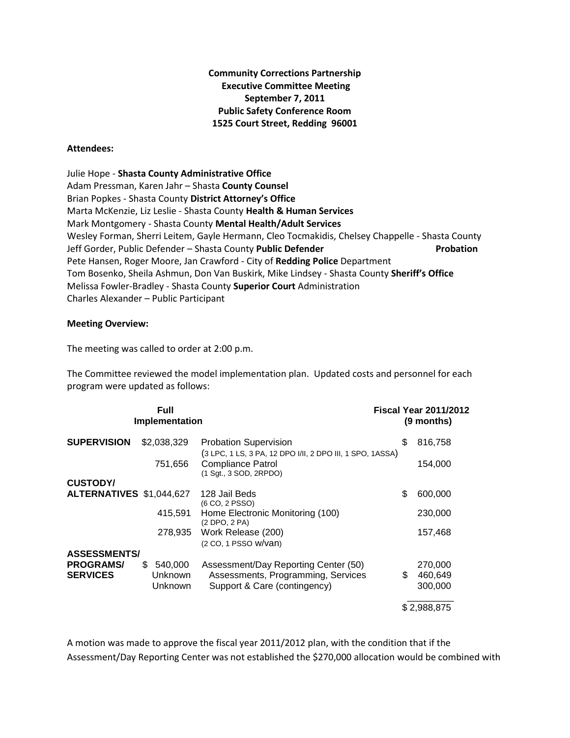**Community Corrections Partnership**
**Executive Committee Meeting**
**September 7, 2011**
**Public Safety Conference Room**
**1525 Court Street, Redding 96001**

**Attendees:**

Julie Hope - **Shasta County Administrative Office**
Adam Pressman, Karen Jahr – Shasta **County Counsel**
Brian Popkes - Shasta County **District Attorney's Office**
Marta McKenzie, Liz Leslie - Shasta County **Health & Human Services**
Mark Montgomery - Shasta County **Mental Health/Adult Services**
Wesley Forman, Sherri Leitem, Gayle Hermann, Cleo Tocmakidis, Chelsey Chappelle - Shasta County **Probation**
Jeff Gorder, Public Defender – Shasta County **Public Defender**
Pete Hansen, Roger Moore, Jan Crawford - City of **Redding Police** Department
Tom Bosenko, Sheila Ashmun, Don Van Buskirk, Mike Lindsey - Shasta County **Sheriff's Office**
Melissa Fowler-Bradley - Shasta County **Superior Court** Administration
Charles Alexander – Public Participant

**Meeting Overview:**

The meeting was called to order at 2:00 p.m.

The Committee reviewed the model implementation plan. Updated costs and personnel for each program were updated as follows:

| | Full Implementation | | Fiscal Year 2011/2012 (9 months) |
|---|---|---|---|
| **SUPERVISION** | $2,038,329 | Probation Supervision (3 LPC, 1 LS, 3 PA, 12 DPO I/II, 2 DPO III, 1 SPO, 1ASSA) | $ 816,758 |
| | 751,656 | Compliance Patrol (1 Sgt., 3 SOD, 2RPDO) | 154,000 |
| **CUSTODY/ ALTERNATIVES** | $1,044,627 | 128 Jail Beds (6 CO, 2 PSSO) | $ 600,000 |
| | 415,591 | Home Electronic Monitoring (100) (2 DPO, 2 PA) | 230,000 |
| | 278,935 | Work Release (200) (2 CO, 1 PSSO w/van) | 157,468 |
| **ASSESSMENTS/ PROGRAMS/ SERVICES** | $ 540,000 | Assessment/Day Reporting Center (50) | 270,000 |
| | Unknown | Assessments, Programming, Services | $ 460,649 |
| | Unknown | Support & Care (contingency) | 300,000 |
| | | | $ 2,988,875 |

A motion was made to approve the fiscal year 2011/2012 plan, with the condition that if the Assessment/Day Reporting Center was not established the $270,000 allocation would be combined with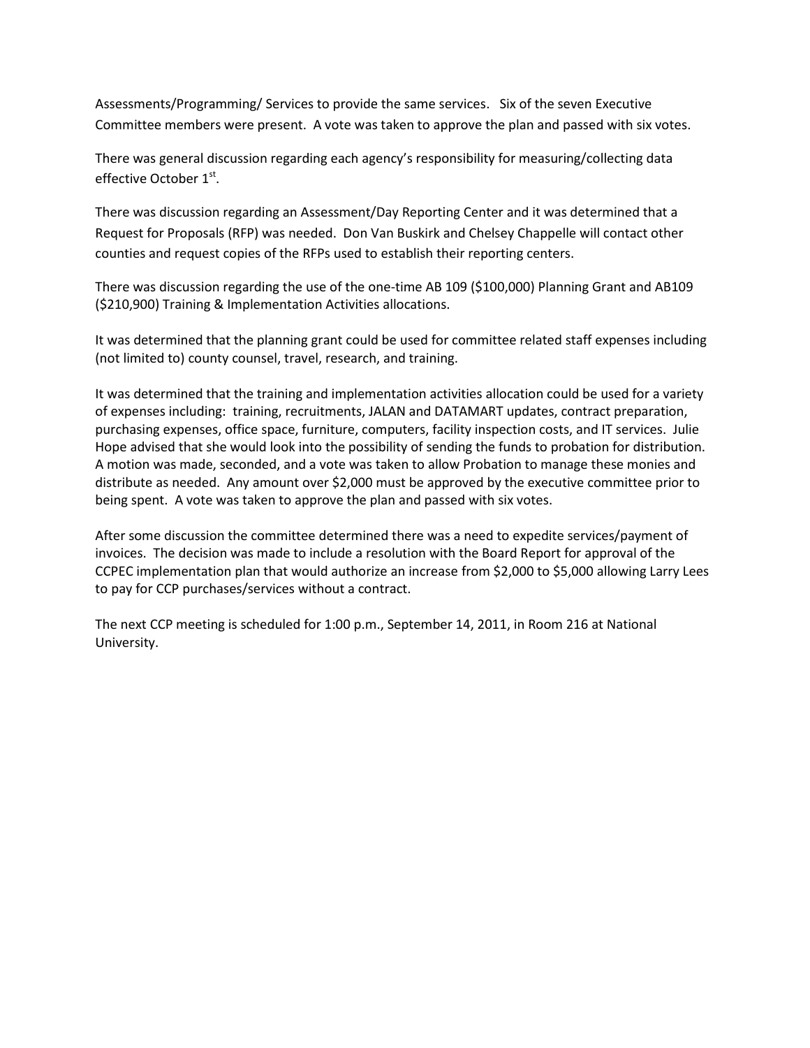Assessments/Programming/ Services to provide the same services. Six of the seven Executive Committee members were present. A vote was taken to approve the plan and passed with six votes.

There was general discussion regarding each agency's responsibility for measuring/collecting data effective October 1st.

There was discussion regarding an Assessment/Day Reporting Center and it was determined that a Request for Proposals (RFP) was needed. Don Van Buskirk and Chelsey Chappelle will contact other counties and request copies of the RFPs used to establish their reporting centers.

There was discussion regarding the use of the one-time AB 109 ($100,000) Planning Grant and AB109 ($210,900) Training & Implementation Activities allocations.

It was determined that the planning grant could be used for committee related staff expenses including (not limited to) county counsel, travel, research, and training.

It was determined that the training and implementation activities allocation could be used for a variety of expenses including: training, recruitments, JALAN and DATAMART updates, contract preparation, purchasing expenses, office space, furniture, computers, facility inspection costs, and IT services. Julie Hope advised that she would look into the possibility of sending the funds to probation for distribution. A motion was made, seconded, and a vote was taken to allow Probation to manage these monies and distribute as needed. Any amount over $2,000 must be approved by the executive committee prior to being spent. A vote was taken to approve the plan and passed with six votes.

After some discussion the committee determined there was a need to expedite services/payment of invoices. The decision was made to include a resolution with the Board Report for approval of the CCPEC implementation plan that would authorize an increase from $2,000 to $5,000 allowing Larry Lees to pay for CCP purchases/services without a contract.

The next CCP meeting is scheduled for 1:00 p.m., September 14, 2011, in Room 216 at National University.